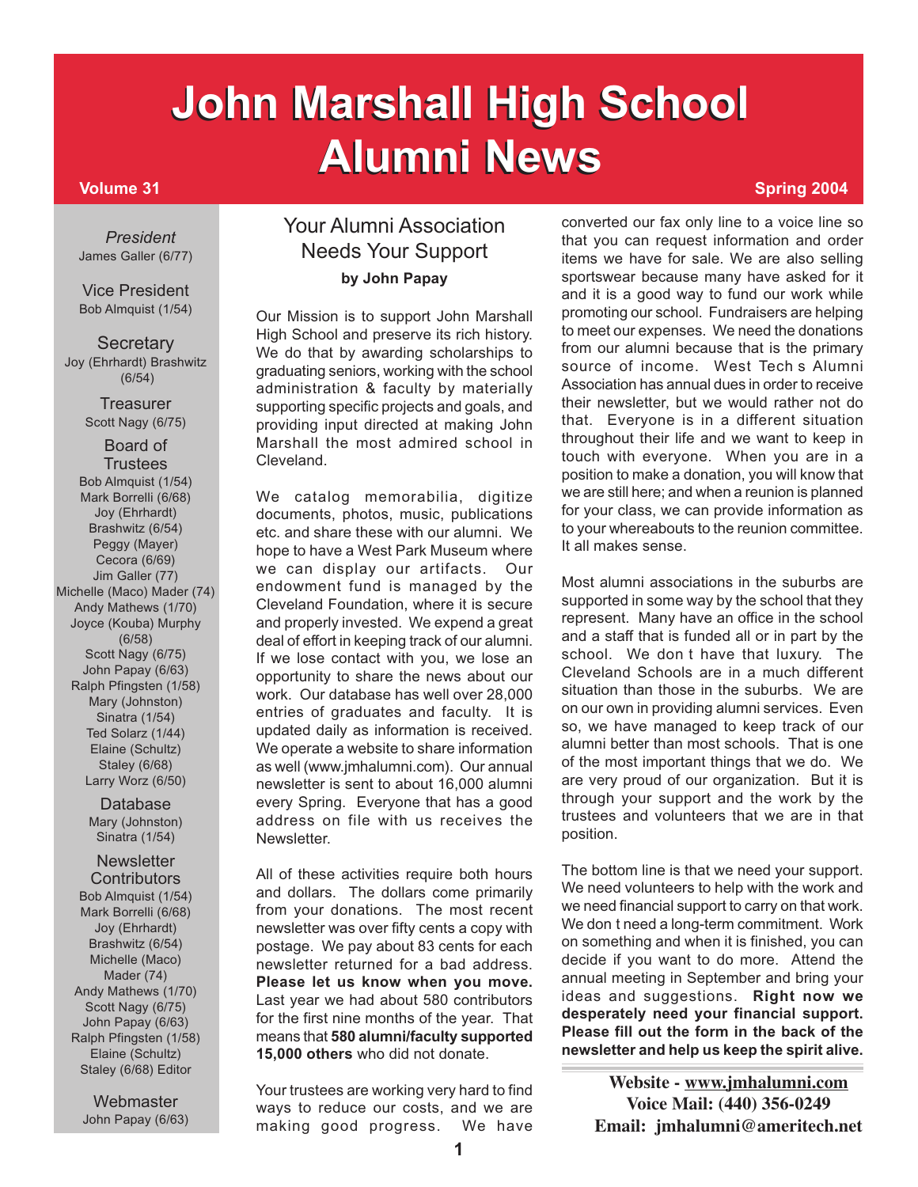# John Marshall High School Alumni News

**Volume 31** **Spring 2004**

*President*
James Galler (6/77)

Vice President
Bob Almquist (1/54)

Secretary
Joy (Ehrhardt) Brashwitz (6/54)

Treasurer
Scott Nagy (6/75)

Board of Trustees
Bob Almquist (1/54)
Mark Borrelli (6/68)
Joy (Ehrhardt) Brashwitz (6/54)
Peggy (Mayer) Cecora (6/69)
Jim Galler (77)
Michelle (Maco) Mader (74)
Andy Mathews (1/70)
Joyce (Kouba) Murphy (6/58)
Scott Nagy (6/75)
John Papay (6/63)
Ralph Pfingsten (1/58)
Mary (Johnston) Sinatra (1/54)
Ted Solarz (1/44)
Elaine (Schultz) Staley (6/68)
Larry Worz (6/50)

Database
Mary (Johnston) Sinatra (1/54)

Newsletter Contributors
Bob Almquist (1/54)
Mark Borrelli (6/68)
Joy (Ehrhardt) Brashwitz (6/54)
Michelle (Maco) Mader (74)
Andy Mathews (1/70)
Scott Nagy (6/75)
John Papay (6/63)
Ralph Pfingsten (1/58)
Elaine (Schultz) Staley (6/68) Editor

Webmaster
John Papay (6/63)

## Your Alumni Association Needs Your Support

**by John Papay**

Our Mission is to support John Marshall High School and preserve its rich history. We do that by awarding scholarships to graduating seniors, working with the school administration & faculty by materially supporting specific projects and goals, and providing input directed at making John Marshall the most admired school in Cleveland.

We catalog memorabilia, digitize documents, photos, music, publications etc. and share these with our alumni. We hope to have a West Park Museum where we can display our artifacts. Our endowment fund is managed by the Cleveland Foundation, where it is secure and properly invested. We expend a great deal of effort in keeping track of our alumni. If we lose contact with you, we lose an opportunity to share the news about our work. Our database has well over 28,000 entries of graduates and faculty. It is updated daily as information is received. We operate a website to share information as well (www.jmhalumni.com). Our annual newsletter is sent to about 16,000 alumni every Spring. Everyone that has a good address on file with us receives the Newsletter.

All of these activities require both hours and dollars. The dollars come primarily from your donations. The most recent newsletter was over fifty cents a copy with postage. We pay about 83 cents for each newsletter returned for a bad address. **Please let us know when you move.** Last year we had about 580 contributors for the first nine months of the year. That means that **580 alumni/faculty supported 15,000 others** who did not donate.

Your trustees are working very hard to find ways to reduce our costs, and we are making good progress. We have converted our fax only line to a voice line so that you can request information and order items we have for sale. We are also selling sportswear because many have asked for it and it is a good way to fund our work while promoting our school. Fundraisers are helping to meet our expenses. We need the donations from our alumni because that is the primary source of income. West Tech s Alumni Association has annual dues in order to receive their newsletter, but we would rather not do that. Everyone is in a different situation throughout their life and we want to keep in touch with everyone. When you are in a position to make a donation, you will know that we are still here; and when a reunion is planned for your class, we can provide information as to your whereabouts to the reunion committee. It all makes sense.

Most alumni associations in the suburbs are supported in some way by the school that they represent. Many have an office in the school and a staff that is funded all or in part by the school. We don t have that luxury. The Cleveland Schools are in a much different situation than those in the suburbs. We are on our own in providing alumni services. Even so, we have managed to keep track of our alumni better than most schools. That is one of the most important things that we do. We are very proud of our organization. But it is through your support and the work by the trustees and volunteers that we are in that position.

The bottom line is that we need your support. We need volunteers to help with the work and we need financial support to carry on that work. We don t need a long-term commitment. Work on something and when it is finished, you can decide if you want to do more. Attend the annual meeting in September and bring your ideas and suggestions. **Right now we desperately need your financial support. Please fill out the form in the back of the newsletter and help us keep the spirit alive.**

**Website - www.jmhalumni.com**
**Voice Mail: (440) 356-0249**
**Email: jmhalumni@ameritech.net**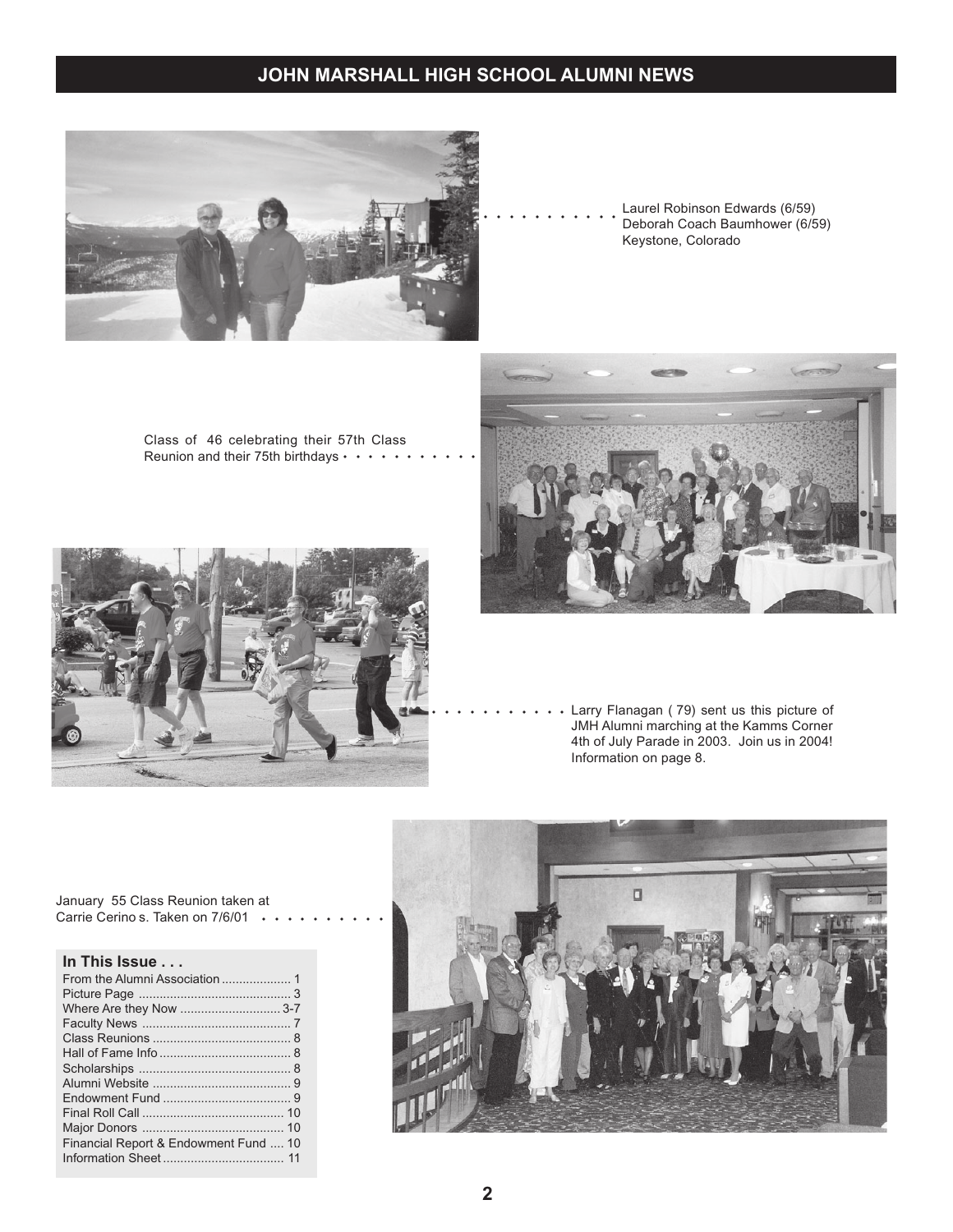Laurel Robinson Edwards (6/59)
Deborah Coach Baumhower (6/59)
Keystone, Colorado

Class of 46 celebrating their 57th Class Reunion and their 75th birthdays

Larry Flanagan ( 79) sent us this picture of JMH Alumni marching at the Kamms Corner 4th of July Parade in 2003. Join us in 2004! Information on page 8.

January 55 Class Reunion taken at Carrie Cerino s. Taken on 7/6/01

### In This Issue . . .

| | |
|---|---|
| From the Alumni Association | 1 |
| Picture Page | 3 |
| Where Are they Now | 3-7 |
| Faculty News | 7 |
| Class Reunions | 8 |
| Hall of Fame Info | 8 |
| Scholarships | 8 |
| Alumni Website | 9 |
| Endowment Fund | 9 |
| Final Roll Call | 10 |
| Major Donors | 10 |
| Financial Report & Endowment Fund | 10 |
| Information Sheet | 11 |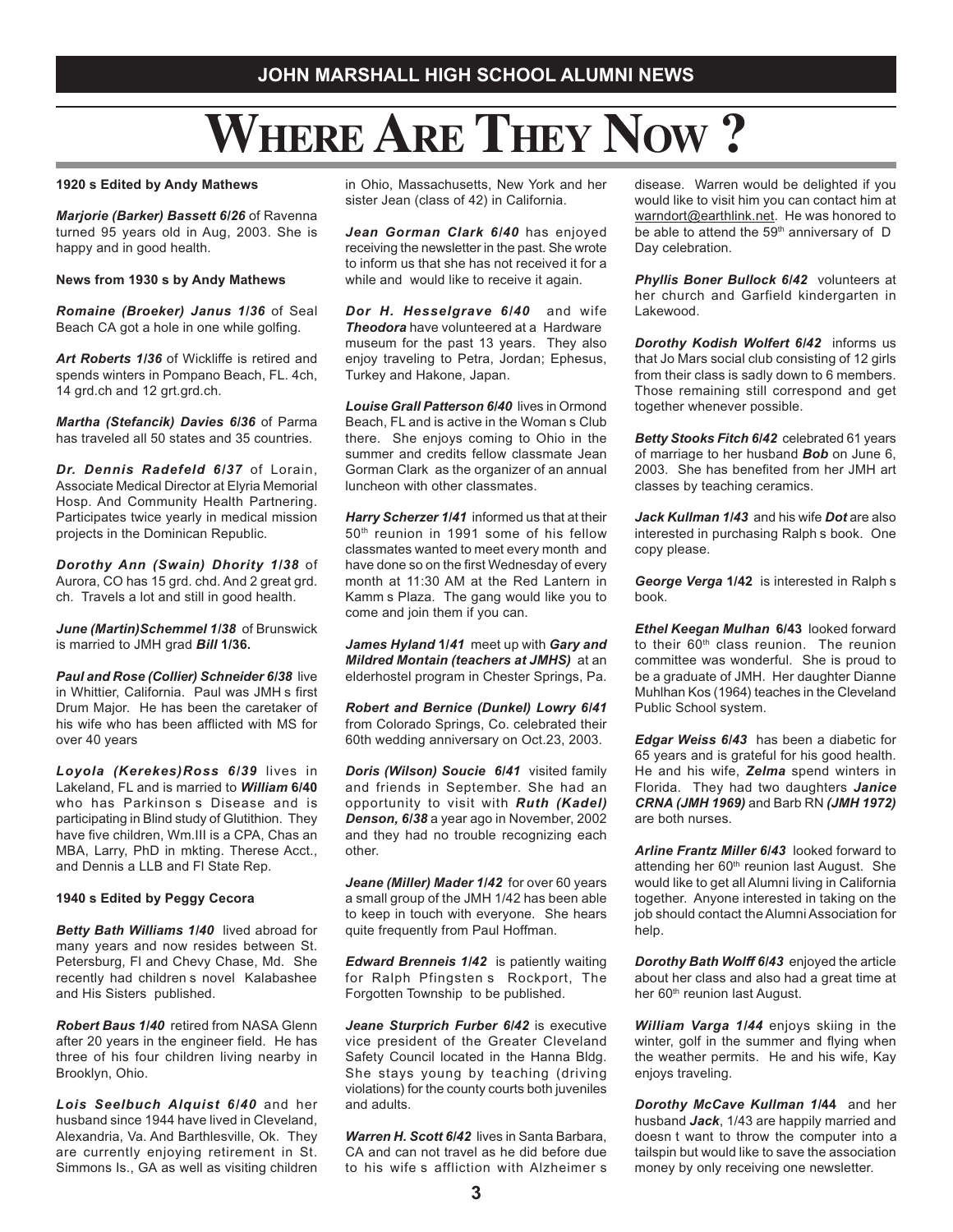## JOHN MARSHALL HIGH SCHOOL ALUMNI NEWS

# WHERE ARE THEY NOW ?

**1920 s Edited by Andy Mathews**

***Marjorie (Barker) Bassett 6/26*** of Ravenna turned 95 years old in Aug, 2003. She is happy and in good health.

**News from 1930 s by Andy Mathews**

***Romaine (Broeker) Janus 1/36*** of Seal Beach CA got a hole in one while golfing.

***Art Roberts 1/36*** of Wickliffe is retired and spends winters in Pompano Beach, FL. 4ch, 14 grd.ch and 12 grt.grd.ch.

***Martha (Stefancik) Davies 6/36*** of Parma has traveled all 50 states and 35 countries.

***Dr. Dennis Radefeld 6/37*** of Lorain, Associate Medical Director at Elyria Memorial Hosp. And Community Health Partnering. Participates twice yearly in medical mission projects in the Dominican Republic.

***Dorothy Ann (Swain) Dhority 1/38*** of Aurora, CO has 15 grd. chd. And 2 great grd. ch. Travels a lot and still in good health.

***June (Martin)Schemmel 1/38*** of Brunswick is married to JMH grad ***Bill* 1/36.**

***Paul and Rose (Collier) Schneider 6/38*** live in Whittier, California. Paul was JMH s first Drum Major. He has been the caretaker of his wife who has been afflicted with MS for over 40 years

***Loyola (Kerekes)Ross 6/39*** lives in Lakeland, FL and is married to ***William* 6/40** who has Parkinson s Disease and is participating in Blind study of Glutithion. They have five children, Wm.III is a CPA, Chas an MBA, Larry, PhD in mkting. Therese Acct., and Dennis a LLB and Fl State Rep.

**1940 s Edited by Peggy Cecora**

***Betty Bath Williams 1/40*** lived abroad for many years and now resides between St. Petersburg, Fl and Chevy Chase, Md. She recently had children s novel Kalabashee and His Sisters published.

***Robert Baus 1/40*** retired from NASA Glenn after 20 years in the engineer field. He has three of his four children living nearby in Brooklyn, Ohio.

***Lois Seelbuch Alquist 6/40*** and her husband since 1944 have lived in Cleveland, Alexandria, Va. And Barthlesville, Ok. They are currently enjoying retirement in St. Simmons Is., GA as well as visiting children in Ohio, Massachusetts, New York and her sister Jean (class of 42) in California.

***Jean Gorman Clark 6/40*** has enjoyed receiving the newsletter in the past. She wrote to inform us that she has not received it for a while and would like to receive it again.

***Dor H. Hesselgrave 6/40*** and wife ***Theodora*** have volunteered at a Hardware museum for the past 13 years. They also enjoy traveling to Petra, Jordan; Ephesus, Turkey and Hakone, Japan.

***Louise Grall Patterson 6/40*** lives in Ormond Beach, FL and is active in the Woman s Club there. She enjoys coming to Ohio in the summer and credits fellow classmate Jean Gorman Clark as the organizer of an annual luncheon with other classmates.

***Harry Scherzer 1/41*** informed us that at their 50th reunion in 1991 some of his fellow classmates wanted to meet every month and have done so on the first Wednesday of every month at 11:30 AM at the Red Lantern in Kamm s Plaza. The gang would like you to come and join them if you can.

***James Hyland* 1/41** meet up with ***Gary and Mildred Montain (teachers at JMHS)*** at an elderhostel program in Chester Springs, Pa.

***Robert and Bernice (Dunkel) Lowry 6/41*** from Colorado Springs, Co. celebrated their 60th wedding anniversary on Oct.23, 2003.

***Doris (Wilson) Soucie 6/41*** visited family and friends in September. She had an opportunity to visit with ***Ruth (Kadel) Denson, 6/38*** a year ago in November, 2002 and they had no trouble recognizing each other.

***Jeane (Miller) Mader 1/42*** for over 60 years a small group of the JMH 1/42 has been able to keep in touch with everyone. She hears quite frequently from Paul Hoffman.

***Edward Brenneis 1/42*** is patiently waiting for Ralph Pfingsten s Rockport, The Forgotten Township to be published.

***Jeane Sturprich Furber 6/42*** is executive vice president of the Greater Cleveland Safety Council located in the Hanna Bldg. She stays young by teaching (driving violations) for the county courts both juveniles and adults.

***Warren H. Scott 6/42*** lives in Santa Barbara, CA and can not travel as he did before due to his wife s affliction with Alzheimer s disease. Warren would be delighted if you would like to visit him you can contact him at warndort@earthlink.net. He was honored to be able to attend the 59th anniversary of D Day celebration.

***Phyllis Boner Bullock 6/42*** volunteers at her church and Garfield kindergarten in Lakewood.

***Dorothy Kodish Wolfert 6/42*** informs us that Jo Mars social club consisting of 12 girls from their class is sadly down to 6 members. Those remaining still correspond and get together whenever possible.

***Betty Stooks Fitch 6/42*** celebrated 61 years of marriage to her husband ***Bob*** on June 6, 2003. She has benefited from her JMH art classes by teaching ceramics.

***Jack Kullman 1/43*** and his wife ***Dot*** are also interested in purchasing Ralph s book. One copy please.

***George Verga* 1/42** is interested in Ralph s book.

***Ethel Keegan Mulhan* 6/43** looked forward to their 60th class reunion. The reunion committee was wonderful. She is proud to be a graduate of JMH. Her daughter Dianne Muhlhan Kos (1964) teaches in the Cleveland Public School system.

***Edgar Weiss 6/43*** has been a diabetic for 65 years and is grateful for his good health. He and his wife, ***Zelma*** spend winters in Florida. They had two daughters ***Janice CRNA (JMH 1969)*** and Barb RN ***(JMH 1972)*** are both nurses.

***Arline Frantz Miller 6/43*** looked forward to attending her 60th reunion last August. She would like to get all Alumni living in California together. Anyone interested in taking on the job should contact the Alumni Association for help.

***Dorothy Bath Wolff 6/43*** enjoyed the article about her class and also had a great time at her 60th reunion last August.

***William Varga 1/44*** enjoys skiing in the winter, golf in the summer and flying when the weather permits. He and his wife, Kay enjoys traveling.

***Dorothy McCave Kullman 1/*44** and her husband ***Jack***, 1/43 are happily married and doesn t want to throw the computer into a tailspin but would like to save the association money by only receiving one newsletter.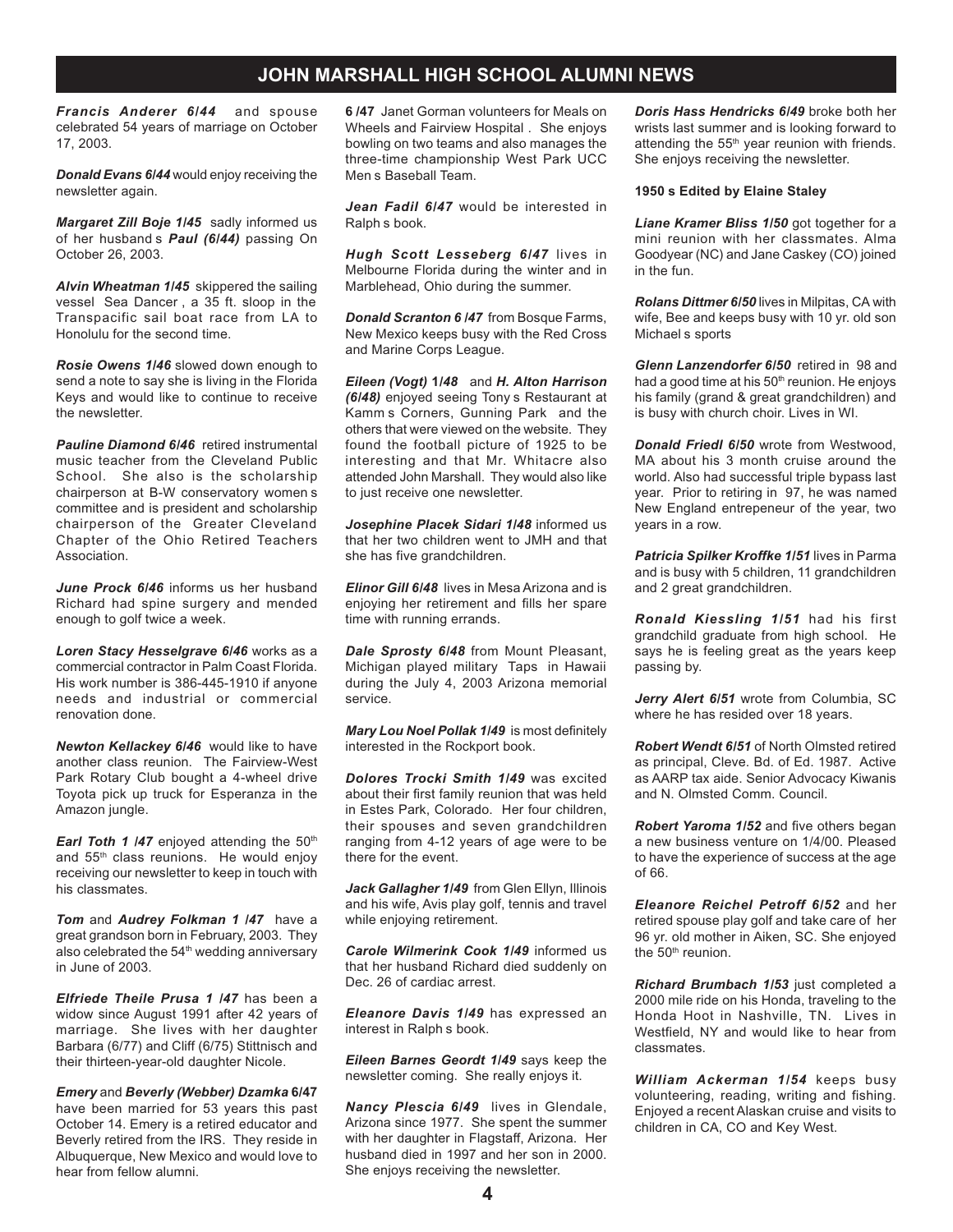## JOHN MARSHALL HIGH SCHOOL ALUMNI NEWS

***Francis Anderer 6/44*** and spouse celebrated 54 years of marriage on October 17, 2003.

***Donald Evans 6/44*** would enjoy receiving the newsletter again.

***Margaret Zill Boje 1/45*** sadly informed us of her husband s ***Paul (6/44)*** passing On October 26, 2003.

***Alvin Wheatman 1/45*** skippered the sailing vessel Sea Dancer , a 35 ft. sloop in the Transpacific sail boat race from LA to Honolulu for the second time.

***Rosie Owens 1/46*** slowed down enough to send a note to say she is living in the Florida Keys and would like to continue to receive the newsletter.

***Pauline Diamond 6/46*** retired instrumental music teacher from the Cleveland Public School. She also is the scholarship chairperson at B-W conservatory women s committee and is president and scholarship chairperson of the Greater Cleveland Chapter of the Ohio Retired Teachers Association.

***June Prock 6/46*** informs us her husband Richard had spine surgery and mended enough to golf twice a week.

***Loren Stacy Hesselgrave 6/46*** works as a commercial contractor in Palm Coast Florida. His work number is 386-445-1910 if anyone needs and industrial or commercial renovation done.

***Newton Kellackey 6/46*** would like to have another class reunion. The Fairview-West Park Rotary Club bought a 4-wheel drive Toyota pick up truck for Esperanza in the Amazon jungle.

***Earl Toth 1 /47*** enjoyed attending the 50th and 55th class reunions. He would enjoy receiving our newsletter to keep in touch with his classmates.

***Tom*** and ***Audrey Folkman 1 /47*** have a great grandson born in February, 2003. They also celebrated the 54th wedding anniversary in June of 2003.

***Elfriede Theile Prusa 1 /47*** has been a widow since August 1991 after 42 years of marriage. She lives with her daughter Barbara (6/77) and Cliff (6/75) Stittnisch and their thirteen-year-old daughter Nicole.

***Emery*** and ***Beverly (Webber) Dzamka*** **6/47** have been married for 53 years this past October 14. Emery is a retired educator and Beverly retired from the IRS. They reside in Albuquerque, New Mexico and would love to hear from fellow alumni.

**6 /47** Janet Gorman volunteers for Meals on Wheels and Fairview Hospital . She enjoys bowling on two teams and also manages the three-time championship West Park UCC Men s Baseball Team.

***Jean Fadil 6/47*** would be interested in Ralph s book.

***Hugh Scott Lesseberg 6/47*** lives in Melbourne Florida during the winter and in Marblehead, Ohio during the summer.

***Donald Scranton 6 /47*** from Bosque Farms, New Mexico keeps busy with the Red Cross and Marine Corps League.

***Eileen (Vogt) 1/48*** and ***H. Alton Harrison (6/48)*** enjoyed seeing Tony s Restaurant at Kamm s Corners, Gunning Park and the others that were viewed on the website. They found the football picture of 1925 to be interesting and that Mr. Whitacre also attended John Marshall. They would also like to just receive one newsletter.

***Josephine Placek Sidari 1/48*** informed us that her two children went to JMH and that she has five grandchildren.

***Elinor Gill 6/48*** lives in Mesa Arizona and is enjoying her retirement and fills her spare time with running errands.

***Dale Sprosty 6/48*** from Mount Pleasant, Michigan played military Taps in Hawaii during the July 4, 2003 Arizona memorial service.

***Mary Lou Noel Pollak 1/49*** is most definitely interested in the Rockport book.

***Dolores Trocki Smith 1/49*** was excited about their first family reunion that was held in Estes Park, Colorado. Her four children, their spouses and seven grandchildren ranging from 4-12 years of age were to be there for the event.

***Jack Gallagher 1/49*** from Glen Ellyn, Illinois and his wife, Avis play golf, tennis and travel while enjoying retirement.

***Carole Wilmerink Cook 1/49*** informed us that her husband Richard died suddenly on Dec. 26 of cardiac arrest.

***Eleanore Davis 1/49*** has expressed an interest in Ralph s book.

***Eileen Barnes Geordt 1/49*** says keep the newsletter coming. She really enjoys it.

***Nancy Plescia 6/49*** lives in Glendale, Arizona since 1977. She spent the summer with her daughter in Flagstaff, Arizona. Her husband died in 1997 and her son in 2000. She enjoys receiving the newsletter.

***Doris Hass Hendricks 6/49*** broke both her wrists last summer and is looking forward to attending the 55th year reunion with friends. She enjoys receiving the newsletter.

**1950 s Edited by Elaine Staley**

***Liane Kramer Bliss 1/50*** got together for a mini reunion with her classmates. Alma Goodyear (NC) and Jane Caskey (CO) joined in the fun.

***Rolans Dittmer 6/50*** lives in Milpitas, CA with wife, Bee and keeps busy with 10 yr. old son Michael s sports

***Glenn Lanzendorfer 6/50*** retired in 98 and had a good time at his 50th reunion. He enjoys his family (grand & great grandchildren) and is busy with church choir. Lives in WI.

***Donald Friedl 6/50*** wrote from Westwood, MA about his 3 month cruise around the world. Also had successful triple bypass last year. Prior to retiring in 97, he was named New England entrepeneur of the year, two years in a row.

***Patricia Spilker Kroffke 1/51*** lives in Parma and is busy with 5 children, 11 grandchildren and 2 great grandchildren.

***Ronald Kiessling 1/51*** had his first grandchild graduate from high school. He says he is feeling great as the years keep passing by.

***Jerry Alert 6/51*** wrote from Columbia, SC where he has resided over 18 years.

***Robert Wendt 6/51*** of North Olmsted retired as principal, Cleve. Bd. of Ed. 1987. Active as AARP tax aide. Senior Advocacy Kiwanis and N. Olmsted Comm. Council.

***Robert Yaroma 1/52*** and five others began a new business venture on 1/4/00. Pleased to have the experience of success at the age of 66.

***Eleanore Reichel Petroff 6/52*** and her retired spouse play golf and take care of her 96 yr. old mother in Aiken, SC. She enjoyed the 50th reunion.

***Richard Brumbach 1/53*** just completed a 2000 mile ride on his Honda, traveling to the Honda Hoot in Nashville, TN. Lives in Westfield, NY and would like to hear from classmates.

***William Ackerman 1/54*** keeps busy volunteering, reading, writing and fishing. Enjoyed a recent Alaskan cruise and visits to children in CA, CO and Key West.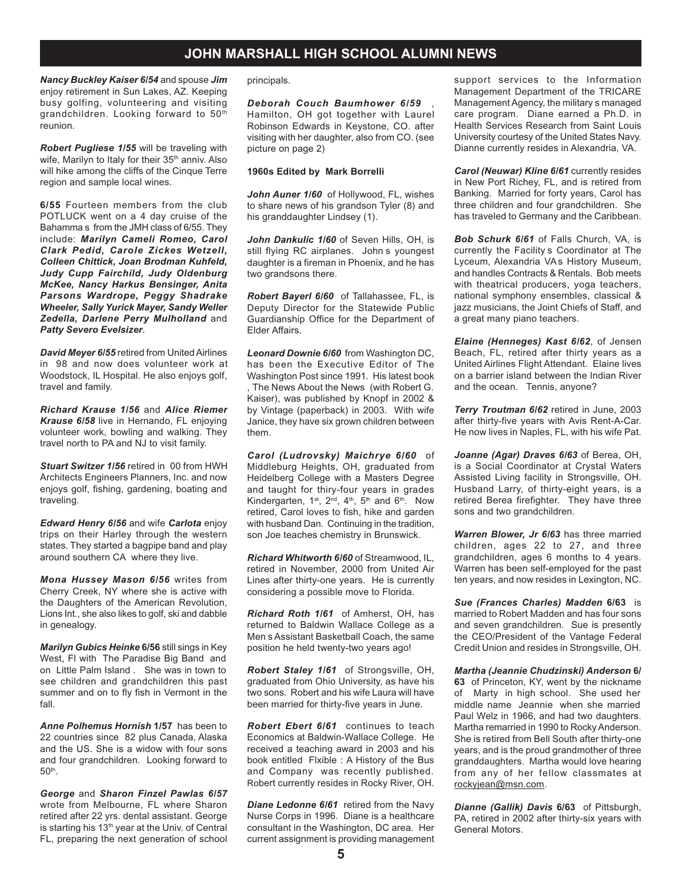## JOHN MARSHALL HIGH SCHOOL ALUMNI NEWS

***Nancy Buckley Kaiser 6/54*** and spouse ***Jim*** enjoy retirement in Sun Lakes, AZ. Keeping busy golfing, volunteering and visiting grandchildren. Looking forward to 50th reunion.

***Robert Pugliese 1/55*** will be traveling with wife, Marilyn to Italy for their 35th anniv. Also will hike among the cliffs of the Cinque Terre region and sample local wines.

**6/55** Fourteen members from the club POTLUCK went on a 4 day cruise of the Bahamma s from the JMH class of 6/55. They include: ***Marilyn Cameli Romeo, Carol Clark Pedid, Carole Zickes Wetzell, Colleen Chittick, Joan Brodman Kuhfeld, Judy Cupp Fairchild, Judy Oldenburg McKee, Nancy Harkus Bensinger, Anita Parsons Wardrope, Peggy Shadrake Wheeler, Sally Yurick Mayer, Sandy Weller Zedella, Darlene Perry Mulholland*** and ***Patty Severo Evelsizer***.

***David Meyer 6/55*** retired from United Airlines in 98 and now does volunteer work at Woodstock, IL Hospital. He also enjoys golf, travel and family.

***Richard Krause 1/56*** and ***Alice Riemer Krause 6/58*** live in Hernando, FL enjoying volunteer work, bowling and walking. They travel north to PA and NJ to visit family.

***Stuart Switzer 1/56*** retired in 00 from HWH Architects Engineers Planners, Inc. and now enjoys golf, fishing, gardening, boating and traveling.

***Edward Henry 6/56*** and wife ***Carlota*** enjoy trips on their Harley through the western states. They started a bagpipe band and play around southern CA where they live.

***Mona Hussey Mason 6/56*** writes from Cherry Creek, NY where she is active with the Daughters of the American Revolution, Lions Int., she also likes to golf, ski and dabble in genealogy.

***Marilyn Gubics Heinke* 6/56** still sings in Key West, Fl with The Paradise Big Band and on Little Palm Island . She was in town to see children and grandchildren this past summer and on to fly fish in Vermont in the fall.

***Anne Polhemus Hornish* 1/57** has been to 22 countries since 82 plus Canada, Alaska and the US. She is a widow with four sons and four grandchildren. Looking forward to 50th.

***George*** and ***Sharon Finzel Pawlas 6/57*** wrote from Melbourne, FL where Sharon retired after 22 yrs. dental assistant. George is starting his 13th year at the Univ. of Central FL, preparing the next generation of school principals.

***Deborah Couch Baumhower 6/59*** , Hamilton, OH got together with Laurel Robinson Edwards in Keystone, CO. after visiting with her daughter, also from CO. (see picture on page 2)

**1960s Edited by Mark Borrelli**

***John Auner 1/60*** of Hollywood, FL, wishes to share news of his grandson Tyler (8) and his granddaughter Lindsey (1).

***John Dankulic 1/60*** of Seven Hills, OH, is still flying RC airplanes. John s youngest daughter is a fireman in Phoenix, and he has two grandsons there.

***Robert Bayerl 6/60*** of Tallahassee, FL, is Deputy Director for the Statewide Public Guardianship Office for the Department of Elder Affairs.

***Leonard Downie 6/60*** from Washington DC, has been the Executive Editor of The Washington Post since 1991. His latest book , The News About the News (with Robert G. Kaiser), was published by Knopf in 2002 & by Vintage (paperback) in 2003. With wife Janice, they have six grown children between them.

***Carol (Ludrovsky) Maichrye 6/60*** of Middleburg Heights, OH, graduated from Heidelberg College with a Masters Degree and taught for thiry-four years in grades Kindergarten, 1st, 2nd, 4th, 5th and 6th. Now retired, Carol loves to fish, hike and garden with husband Dan. Continuing in the tradition, son Joe teaches chemistry in Brunswick.

***Richard Whitworth 6/60*** of Streamwood, IL, retired in November, 2000 from United Air Lines after thirty-one years. He is currently considering a possible move to Florida.

***Richard Roth 1/61*** of Amherst, OH, has returned to Baldwin Wallace College as a Men s Assistant Basketball Coach, the same position he held twenty-two years ago!

***Robert Staley 1/61*** of Strongsville, OH, graduated from Ohio University, as have his two sons. Robert and his wife Laura will have been married for thirty-five years in June.

***Robert Ebert 6/61*** continues to teach Economics at Baldwin-Wallace College. He received a teaching award in 2003 and his book entitled Flxible : A History of the Bus and Company was recently published. Robert currently resides in Rocky River, OH.

***Diane Ledonne 6/61*** retired from the Navy Nurse Corps in 1996. Diane is a healthcare consultant in the Washington, DC area. Her current assignment is providing management support services to the Information Management Department of the TRICARE Management Agency, the military s managed care program. Diane earned a Ph.D. in Health Services Research from Saint Louis University courtesy of the United States Navy. Dianne currently resides in Alexandria, VA.

***Carol (Neuwar) Kline 6/61*** currently resides in New Port Richey, FL, and is retired from Banking. Married for forty years, Carol has three children and four grandchildren. She has traveled to Germany and the Caribbean.

***Bob Schurk 6/61*** of Falls Church, VA, is currently the Facility s Coordinator at The Lyceum, Alexandria VA s History Museum, and handles Contracts & Rentals. Bob meets with theatrical producers, yoga teachers, national symphony ensembles, classical & jazz musicians, the Joint Chiefs of Staff, and a great many piano teachers.

***Elaine (Henneges) Kast 6/62***, of Jensen Beach, FL, retired after thirty years as a United Airlines Flight Attendant. Elaine lives on a barrier island between the Indian River and the ocean. Tennis, anyone?

***Terry Troutman 6/62*** retired in June, 2003 after thirty-five years with Avis Rent-A-Car. He now lives in Naples, FL, with his wife Pat.

***Joanne (Agar) Draves 6/63*** of Berea, OH, is a Social Coordinator at Crystal Waters Assisted Living facility in Strongsville, OH. Husband Larry, of thirty-eight years, is a retired Berea firefighter. They have three sons and two grandchildren.

***Warren Blower, Jr 6/63*** has three married children, ages 22 to 27, and three grandchildren, ages 6 months to 4 years. Warren has been self-employed for the past ten years, and now resides in Lexington, NC.

***Sue (Frances Charles) Madden* 6/63** is married to Robert Madden and has four sons and seven grandchildren. Sue is presently the CEO/President of the Vantage Federal Credit Union and resides in Strongsville, OH.

***Martha (Jeannie Chudzinski) Anderson* 6/63** of Princeton, KY, went by the nickname of Marty in high school. She used her middle name Jeannie when she married Paul Welz in 1966, and had two daughters. Martha remarried in 1990 to Rocky Anderson. She is retired from Bell South after thirty-one years, and is the proud grandmother of three granddaughters. Martha would love hearing from any of her fellow classmates at rockyjean@msn.com.

***Dianne (Gallik) Davis* 6/63** of Pittsburgh, PA, retired in 2002 after thirty-six years with General Motors.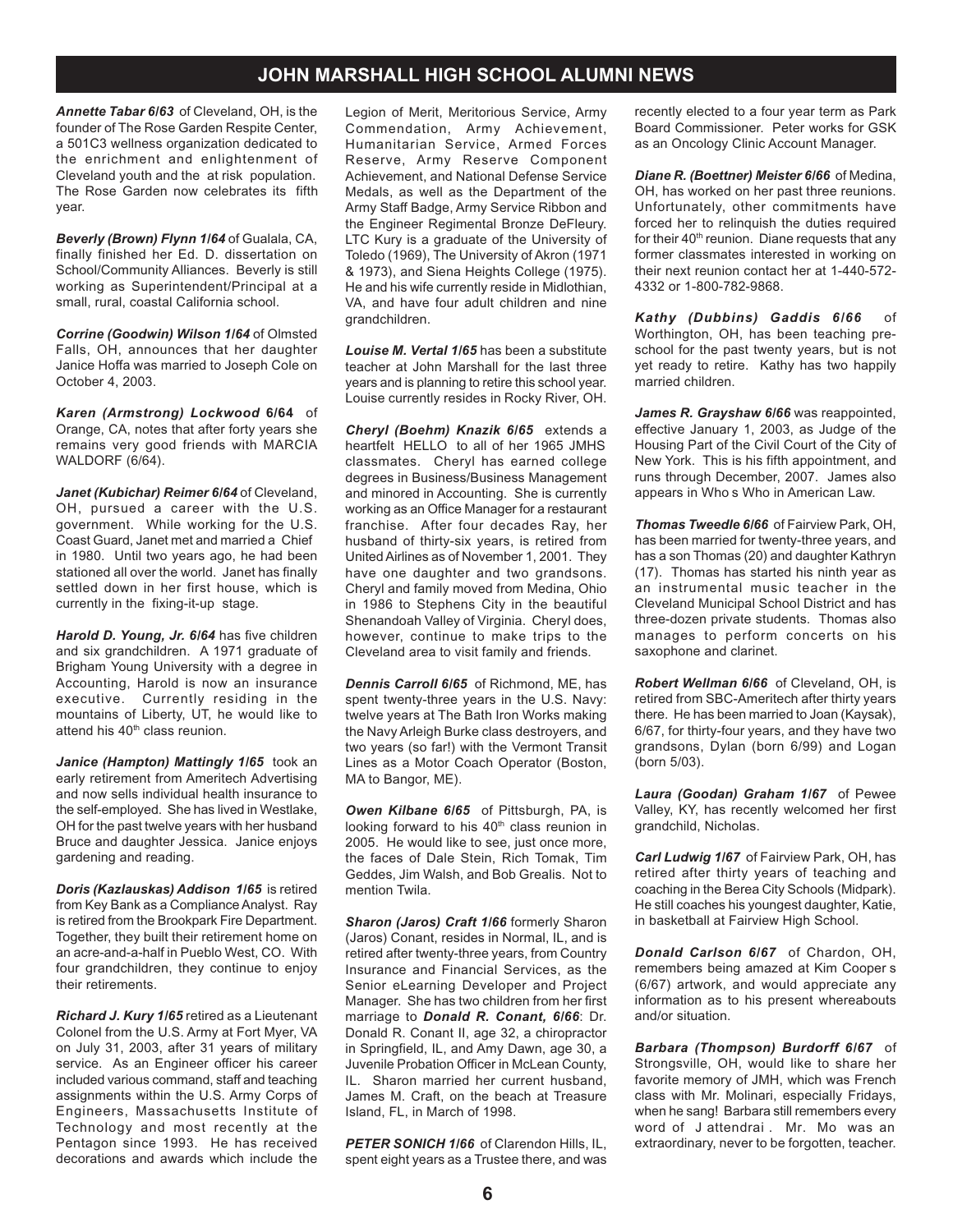## JOHN MARSHALL HIGH SCHOOL ALUMNI NEWS

***Annette Tabar 6/63*** of Cleveland, OH, is the founder of The Rose Garden Respite Center, a 501C3 wellness organization dedicated to the enrichment and enlightenment of Cleveland youth and the at risk population. The Rose Garden now celebrates its fifth year.

***Beverly (Brown) Flynn 1/64*** of Gualala, CA, finally finished her Ed. D. dissertation on School/Community Alliances. Beverly is still working as Superintendent/Principal at a small, rural, coastal California school.

***Corrine (Goodwin) Wilson 1/64*** of Olmsted Falls, OH, announces that her daughter Janice Hoffa was married to Joseph Cole on October 4, 2003.

***Karen (Armstrong) Lockwood* 6/64** of Orange, CA, notes that after forty years she remains very good friends with MARCIA WALDORF (6/64).

***Janet (Kubichar) Reimer 6/64*** of Cleveland, OH, pursued a career with the U.S. government. While working for the U.S. Coast Guard, Janet met and married a Chief in 1980. Until two years ago, he had been stationed all over the world. Janet has finally settled down in her first house, which is currently in the fixing-it-up stage.

***Harold D. Young, Jr. 6/64*** has five children and six grandchildren. A 1971 graduate of Brigham Young University with a degree in Accounting, Harold is now an insurance executive. Currently residing in the mountains of Liberty, UT, he would like to attend his 40th class reunion.

***Janice (Hampton) Mattingly 1/65*** took an early retirement from Ameritech Advertising and now sells individual health insurance to the self-employed. She has lived in Westlake, OH for the past twelve years with her husband Bruce and daughter Jessica. Janice enjoys gardening and reading.

***Doris (Kazlauskas) Addison 1/65*** is retired from Key Bank as a Compliance Analyst. Ray is retired from the Brookpark Fire Department. Together, they built their retirement home on an acre-and-a-half in Pueblo West, CO. With four grandchildren, they continue to enjoy their retirements.

***Richard J. Kury 1/65*** retired as a Lieutenant Colonel from the U.S. Army at Fort Myer, VA on July 31, 2003, after 31 years of military service. As an Engineer officer his career included various command, staff and teaching assignments within the U.S. Army Corps of Engineers, Massachusetts Institute of Technology and most recently at the Pentagon since 1993. He has received decorations and awards which include the Legion of Merit, Meritorious Service, Army Commendation, Army Achievement, Humanitarian Service, Armed Forces Reserve, Army Reserve Component Achievement, and National Defense Service Medals, as well as the Department of the Army Staff Badge, Army Service Ribbon and the Engineer Regimental Bronze DeFleury. LTC Kury is a graduate of the University of Toledo (1969), The University of Akron (1971 & 1973), and Siena Heights College (1975). He and his wife currently reside in Midlothian, VA, and have four adult children and nine grandchildren.

***Louise M. Vertal 1/65*** has been a substitute teacher at John Marshall for the last three years and is planning to retire this school year. Louise currently resides in Rocky River, OH.

***Cheryl (Boehm) Knazik 6/65*** extends a heartfelt HELLO to all of her 1965 JMHS classmates. Cheryl has earned college degrees in Business/Business Management and minored in Accounting. She is currently working as an Office Manager for a restaurant franchise. After four decades Ray, her husband of thirty-six years, is retired from United Airlines as of November 1, 2001. They have one daughter and two grandsons. Cheryl and family moved from Medina, Ohio in 1986 to Stephens City in the beautiful Shenandoah Valley of Virginia. Cheryl does, however, continue to make trips to the Cleveland area to visit family and friends.

***Dennis Carroll 6/65*** of Richmond, ME, has spent twenty-three years in the U.S. Navy: twelve years at The Bath Iron Works making the Navy Arleigh Burke class destroyers, and two years (so far!) with the Vermont Transit Lines as a Motor Coach Operator (Boston, MA to Bangor, ME).

***Owen Kilbane 6/65*** of Pittsburgh, PA, is looking forward to his 40th class reunion in 2005. He would like to see, just once more, the faces of Dale Stein, Rich Tomak, Tim Geddes, Jim Walsh, and Bob Grealis. Not to mention Twila.

***Sharon (Jaros) Craft 1/66*** formerly Sharon (Jaros) Conant, resides in Normal, IL, and is retired after twenty-three years, from Country Insurance and Financial Services, as the Senior eLearning Developer and Project Manager. She has two children from her first marriage to ***Donald R. Conant, 6/66***: Dr. Donald R. Conant II, age 32, a chiropractor in Springfield, IL, and Amy Dawn, age 30, a Juvenile Probation Officer in McLean County, IL. Sharon married her current husband, James M. Craft, on the beach at Treasure Island, FL, in March of 1998.

***PETER SONICH 1/66*** of Clarendon Hills, IL, spent eight years as a Trustee there, and was recently elected to a four year term as Park Board Commissioner. Peter works for GSK as an Oncology Clinic Account Manager.

***Diane R. (Boettner) Meister 6/66*** of Medina, OH, has worked on her past three reunions. Unfortunately, other commitments have forced her to relinquish the duties required for their 40th reunion. Diane requests that any former classmates interested in working on their next reunion contact her at 1-440-572-4332 or 1-800-782-9868.

***Kathy (Dubbins) Gaddis 6/66*** of Worthington, OH, has been teaching pre-school for the past twenty years, but is not yet ready to retire. Kathy has two happily married children.

***James R. Grayshaw 6/66*** was reappointed, effective January 1, 2003, as Judge of the Housing Part of the Civil Court of the City of New York. This is his fifth appointment, and runs through December, 2007. James also appears in Who s Who in American Law.

***Thomas Tweedle 6/66*** of Fairview Park, OH, has been married for twenty-three years, and has a son Thomas (20) and daughter Kathryn (17). Thomas has started his ninth year as an instrumental music teacher in the Cleveland Municipal School District and has three-dozen private students. Thomas also manages to perform concerts on his saxophone and clarinet.

***Robert Wellman 6/66*** of Cleveland, OH, is retired from SBC-Ameritech after thirty years there. He has been married to Joan (Kaysak), 6/67, for thirty-four years, and they have two grandsons, Dylan (born 6/99) and Logan (born 5/03).

***Laura (Goodan) Graham 1/67*** of Pewee Valley, KY, has recently welcomed her first grandchild, Nicholas.

***Carl Ludwig 1/67*** of Fairview Park, OH, has retired after thirty years of teaching and coaching in the Berea City Schools (Midpark). He still coaches his youngest daughter, Katie, in basketball at Fairview High School.

***Donald Carlson 6/67*** of Chardon, OH, remembers being amazed at Kim Cooper s (6/67) artwork, and would appreciate any information as to his present whereabouts and/or situation.

***Barbara (Thompson) Burdorff 6/67*** of Strongsville, OH, would like to share her favorite memory of JMH, which was French class with Mr. Molinari, especially Fridays, when he sang! Barbara still remembers every word of J attendrai . Mr. Mo was an extraordinary, never to be forgotten, teacher.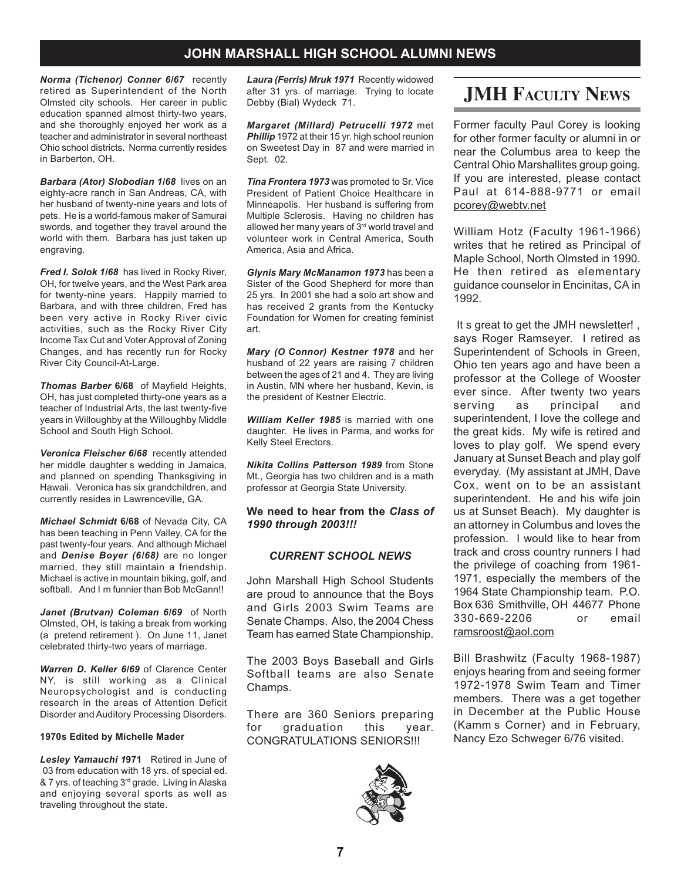## JOHN MARSHALL HIGH SCHOOL ALUMNI NEWS

***Norma (Tichenor) Conner 6/67*** recently retired as Superintendent of the North Olmsted city schools. Her career in public education spanned almost thirty-two years, and she thoroughly enjoyed her work as a teacher and administrator in several northeast Ohio school districts. Norma currently resides in Barberton, OH.

***Barbara (Ator) Slobodian 1/68*** lives on an eighty-acre ranch in San Andreas, CA, with her husband of twenty-nine years and lots of pets. He is a world-famous maker of Samurai swords, and together they travel around the world with them. Barbara has just taken up engraving.

***Fred I. Solok 1/68*** has lived in Rocky River, OH, for twelve years, and the West Park area for twenty-nine years. Happily married to Barbara, and with three children, Fred has been very active in Rocky River civic activities, such as the Rocky River City Income Tax Cut and Voter Approval of Zoning Changes, and has recently run for Rocky River City Council-At-Large.

***Thomas Barber* 6/68** of Mayfield Heights, OH, has just completed thirty-one years as a teacher of Industrial Arts, the last twenty-five years in Willoughby at the Willoughby Middle School and South High School.

***Veronica Fleischer 6/68*** recently attended her middle daughter s wedding in Jamaica, and planned on spending Thanksgiving in Hawaii. Veronica has six grandchildren, and currently resides in Lawrenceville, GA.

***Michael Schmidt* 6/68** of Nevada City, CA has been teaching in Penn Valley, CA for the past twenty-four years. And although Michael and ***Denise Boyer (6/68)*** are no longer married, they still maintain a friendship. Michael is active in mountain biking, golf, and softball. And I m funnier than Bob McGann!!

***Janet (Brutvan) Coleman 6/69*** of North Olmsted, OH, is taking a break from working (a pretend retirement ). On June 11, Janet celebrated thirty-two years of marriage.

***Warren D. Keller 6/69*** of Clarence Center NY, is still working as a Clinical Neuropsychologist and is conducting research in the areas of Attention Deficit Disorder and Auditory Processing Disorders.

**1970s Edited by Michelle Mader**

***Lesley Yamauchi 1*971** Retired in June of 03 from education with 18 yrs. of special ed. & 7 yrs. of teaching 3rd grade. Living in Alaska and enjoying several sports as well as traveling throughout the state.

***Laura (Ferris) Mruk 1971*** Recently widowed after 31 yrs. of marriage. Trying to locate Debby (Bial) Wydeck 71.

***Margaret (Millard) Petrucelli 1972*** met ***Phillip*** 1972 at their 15 yr. high school reunion on Sweetest Day in 87 and were married in Sept. 02.

***Tina Frontera 1973*** was promoted to Sr. Vice President of Patient Choice Healthcare in Minneapolis. Her husband is suffering from Multiple Sclerosis. Having no children has allowed her many years of 3rd world travel and volunteer work in Central America, South America, Asia and Africa.

***Glynis Mary McManamon 1973*** has been a Sister of the Good Shepherd for more than 25 yrs. In 2001 she had a solo art show and has received 2 grants from the Kentucky Foundation for Women for creating feminist art.

***Mary (O Connor) Kestner 1978*** and her husband of 22 years are raising 7 children between the ages of 21 and 4. They are living in Austin, MN where her husband, Kevin, is the president of Kestner Electric.

***William Keller 1985*** is married with one daughter. He lives in Parma, and works for Kelly Steel Erectors.

***Nikita Collins Patterson 1989*** from Stone Mt., Georgia has two children and is a math professor at Georgia State University.

**We need to hear from the *Class of 1990 through 2003!!!***

### *CURRENT SCHOOL NEWS*

John Marshall High School Students are proud to announce that the Boys and Girls 2003 Swim Teams are Senate Champs. Also, the 2004 Chess Team has earned State Championship.

The 2003 Boys Baseball and Girls Softball teams are also Senate Champs.

There are 360 Seniors preparing for graduation this year. CONGRATULATIONS SENIORS!!!

## JMH FACULTY NEWS

Former faculty Paul Corey is looking for other former faculty or alumni in or near the Columbus area to keep the Central Ohio Marshallites group going. If you are interested, please contact Paul at 614-888-9771 or email pcorey@webtv.net

William Hotz (Faculty 1961-1966) writes that he retired as Principal of Maple School, North Olmsted in 1990. He then retired as elementary guidance counselor in Encinitas, CA in 1992.

It s great to get the JMH newsletter! , says Roger Ramseyer. I retired as Superintendent of Schools in Green, Ohio ten years ago and have been a professor at the College of Wooster ever since. After twenty two years serving as principal and superintendent, I love the college and the great kids. My wife is retired and loves to play golf. We spend every January at Sunset Beach and play golf everyday. (My assistant at JMH, Dave Cox, went on to be an assistant superintendent. He and his wife join us at Sunset Beach). My daughter is an attorney in Columbus and loves the profession. I would like to hear from track and cross country runners I had the privilege of coaching from 1961-1971, especially the members of the 1964 State Championship team. P.O. Box 636 Smithville, OH 44677 Phone 330-669-2206 or email ramsroost@aol.com

Bill Brashwitz (Faculty 1968-1987) enjoys hearing from and seeing former 1972-1978 Swim Team and Timer members. There was a get together in December at the Public House (Kamm s Corner) and in February, Nancy Ezo Schweger 6/76 visited.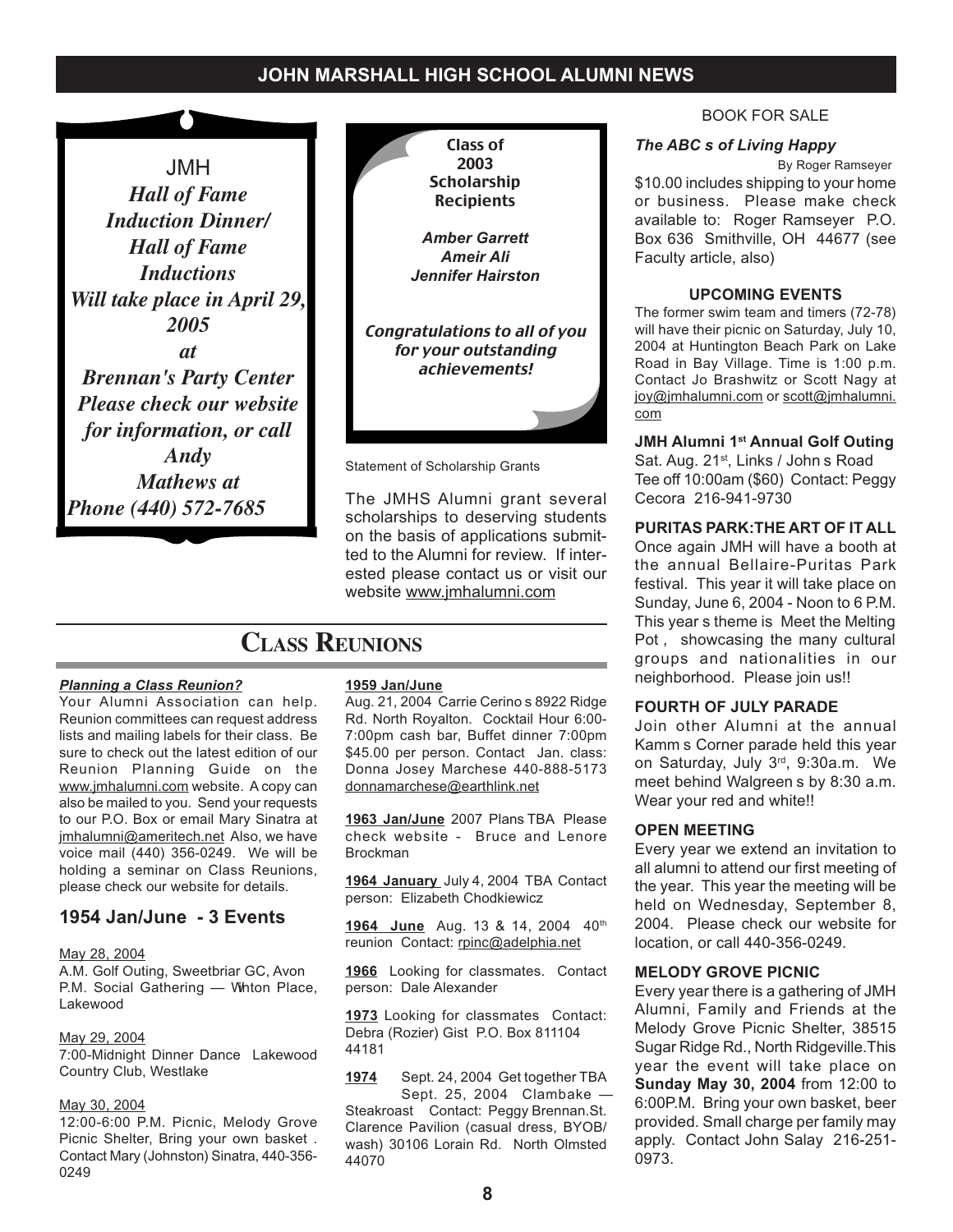# JOHN MARSHALL HIGH SCHOOL ALUMNI NEWS

JMH
***Hall of Fame Induction Dinner/ Hall of Fame Inductions Will take place in April 29, 2005 at Brennan's Party Center Please check our website for information, or call Andy Mathews at Phone (440) 572-7685***

**Class of 2003 Scholarship Recipients**

***Amber Garrett***
***Ameir Ali***
***Jennifer Hairston***

***Congratulations to all of you for your outstanding achievements!***

Statement of Scholarship Grants

The JMHS Alumni grant several scholarships to deserving students on the basis of applications submitted to the Alumni for review. If interested please contact us or visit our website www.jmhalumni.com

## CLASS REUNIONS

***Planning a Class Reunion?***

Your Alumni Association can help. Reunion committees can request address lists and mailing labels for their class. Be sure to check out the latest edition of our Reunion Planning Guide on the www.jmhalumni.com website. A copy can also be mailed to you. Send your requests to our P.O. Box or email Mary Sinatra at jmhalumni@ameritech.net Also, we have voice mail (440) 356-0249. We will be holding a seminar on Class Reunions, please check our website for details.

### 1954 Jan/June - 3 Events

May 28, 2004
A.M. Golf Outing, Sweetbriar GC, Avon
P.M. Social Gathering — Wnton Place, Lakewood

May 29, 2004
7:00-Midnight Dinner Dance Lakewood Country Club, Westlake

May 30, 2004
12:00-6:00 P.M. Picnic, Melody Grove Picnic Shelter, Bring your own basket . Contact Mary (Johnston) Sinatra, 440-356-0249

**1959 Jan/June**
Aug. 21, 2004 Carrie Cerino s 8922 Ridge Rd. North Royalton. Cocktail Hour 6:00-7:00pm cash bar, Buffet dinner 7:00pm $45.00 per person. Contact Jan. class: Donna Josey Marchese 440-888-5173 donnamarchese@earthlink.net

**1963 Jan/June** 2007 Plans TBA Please check website - Bruce and Lenore Brockman

**1964 January** July 4, 2004 TBA Contact person: Elizabeth Chodkiewicz

**1964 June** Aug. 13 & 14, 2004 40th reunion Contact: rpinc@adelphia.net

**1966** Looking for classmates. Contact person: Dale Alexander

**1973** Looking for classmates Contact: Debra (Rozier) Gist P.O. Box 811104 44181

**1974** Sept. 24, 2004 Get together TBA
Sept. 25, 2004 Clambake — Steakroast Contact: Peggy Brennan.St. Clarence Pavilion (casual dress, BYOB/ wash) 30106 Lorain Rd. North Olmsted 44070

BOOK FOR SALE

***The ABC s of Living Happy***
By Roger Ramseyer

$10.00 includes shipping to your home or business. Please make check available to: Roger Ramseyer P.O. Box 636 Smithville, OH 44677 (see Faculty article, also)

**UPCOMING EVENTS**

The former swim team and timers (72-78) will have their picnic on Saturday, July 10, 2004 at Huntington Beach Park on Lake Road in Bay Village. Time is 1:00 p.m. Contact Jo Brashwitz or Scott Nagy at joy@jmhalumni.com or scott@jmhalumni.com

**JMH Alumni 1st Annual Golf Outing**
Sat. Aug. 21st, Links / John s Road
Tee off 10:00am ($60) Contact: Peggy Cecora 216-941-9730

**PURITAS PARK:THE ART OF IT ALL**
Once again JMH will have a booth at the annual Bellaire-Puritas Park festival. This year it will take place on Sunday, June 6, 2004 - Noon to 6 P.M. This year s theme is Meet the Melting Pot , showcasing the many cultural groups and nationalities in our neighborhood. Please join us!!

**FOURTH OF JULY PARADE**
Join other Alumni at the annual Kamm s Corner parade held this year on Saturday, July 3rd, 9:30a.m. We meet behind Walgreen s by 8:30 a.m. Wear your red and white!!

**OPEN MEETING**
Every year we extend an invitation to all alumni to attend our first meeting of the year. This year the meeting will be held on Wednesday, September 8, 2004. Please check our website for location, or call 440-356-0249.

**MELODY GROVE PICNIC**
Every year there is a gathering of JMH Alumni, Family and Friends at the Melody Grove Picnic Shelter, 38515 Sugar Ridge Rd., North Ridgeville.This year the event will take place on **Sunday May 30, 2004** from 12:00 to 6:00P.M. Bring your own basket, beer provided. Small charge per family may apply. Contact John Salay 216-251-0973.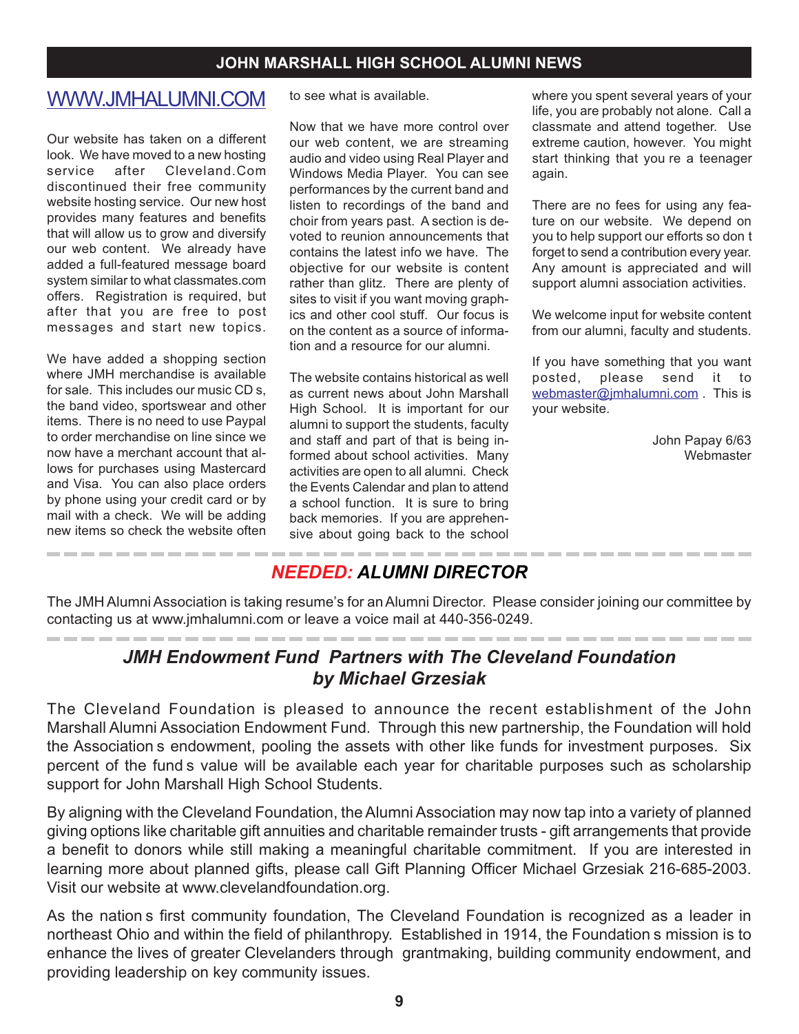## WWW.JMHALUMNI.COM

Our website has taken on a different look. We have moved to a new hosting service after Cleveland.Com discontinued their free community website hosting service. Our new host provides many features and benefits that will allow us to grow and diversify our web content. We already have added a full-featured message board system similar to what classmates.com offers. Registration is required, but after that you are free to post messages and start new topics.

We have added a shopping section where JMH merchandise is available for sale. This includes our music CD s, the band video, sportswear and other items. There is no need to use Paypal to order merchandise on line since we now have a merchant account that allows for purchases using Mastercard and Visa. You can also place orders by phone using your credit card or by mail with a check. We will be adding new items so check the website often to see what is available.

Now that we have more control over our web content, we are streaming audio and video using Real Player and Windows Media Player. You can see performances by the current band and listen to recordings of the band and choir from years past. A section is devoted to reunion announcements that contains the latest info we have. The objective for our website is content rather than glitz. There are plenty of sites to visit if you want moving graphics and other cool stuff. Our focus is on the content as a source of information and a resource for our alumni.

The website contains historical as well as current news about John Marshall High School. It is important for our alumni to support the students, faculty and staff and part of that is being informed about school activities. Many activities are open to all alumni. Check the Events Calendar and plan to attend a school function. It is sure to bring back memories. If you are apprehensive about going back to the school where you spent several years of your life, you are probably not alone. Call a classmate and attend together. Use extreme caution, however. You might start thinking that you re a teenager again.

There are no fees for using any feature on our website. We depend on you to help support our efforts so don t forget to send a contribution every year. Any amount is appreciated and will support alumni association activities.

We welcome input for website content from our alumni, faculty and students.

If you have something that you want posted, please send it to webmaster@jmhalumni.com . This is your website.

John Papay 6/63
Webmaster

## *NEEDED: ALUMNI DIRECTOR*

The JMH Alumni Association is taking resume's for an Alumni Director. Please consider joining our committee by contacting us at www.jmhalumni.com or leave a voice mail at 440-356-0249.

## *JMH Endowment Fund Partners with The Cleveland Foundation by Michael Grzesiak*

The Cleveland Foundation is pleased to announce the recent establishment of the John Marshall Alumni Association Endowment Fund. Through this new partnership, the Foundation will hold the Association s endowment, pooling the assets with other like funds for investment purposes. Six percent of the fund s value will be available each year for charitable purposes such as scholarship support for John Marshall High School Students.

By aligning with the Cleveland Foundation, the Alumni Association may now tap into a variety of planned giving options like charitable gift annuities and charitable remainder trusts - gift arrangements that provide a benefit to donors while still making a meaningful charitable commitment. If you are interested in learning more about planned gifts, please call Gift Planning Officer Michael Grzesiak 216-685-2003. Visit our website at www.clevelandfoundation.org.

As the nation s first community foundation, The Cleveland Foundation is recognized as a leader in northeast Ohio and within the field of philanthropy. Established in 1914, the Foundation s mission is to enhance the lives of greater Clevelanders through grantmaking, building community endowment, and providing leadership on key community issues.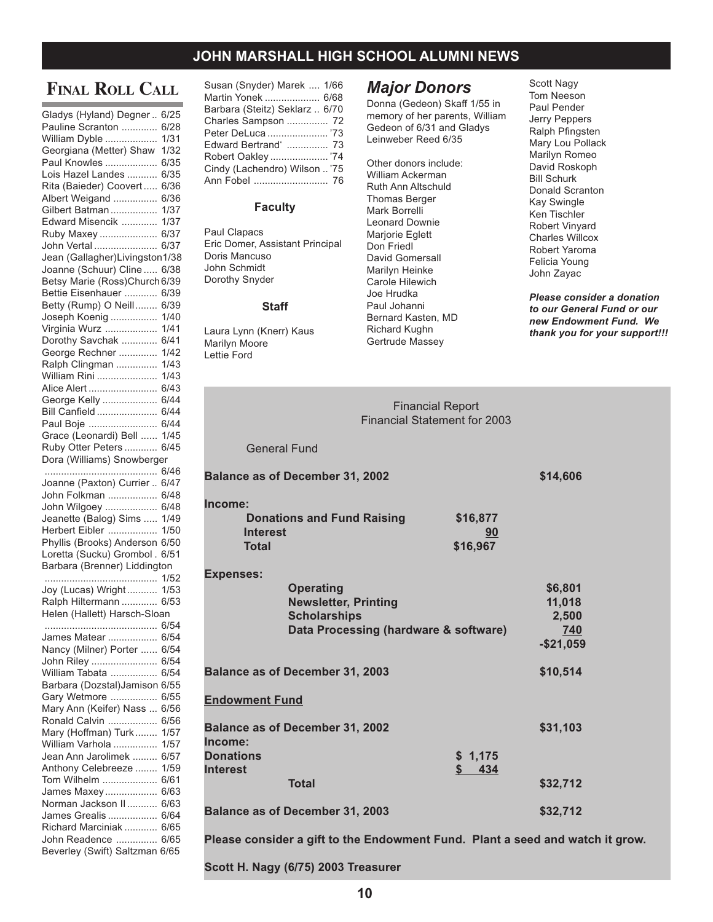## Final Roll Call

Gladys (Hyland) Degner .. 6/25
Pauline Scranton ............. 6/28
William Dyble ................... 1/31
Georgiana (Metter) Shaw 1/32
Paul Knowles ................... 6/35
Lois Hazel Landes ........... 6/35
Rita (Baieder) Coovert ..... 6/36
Albert Weigand ................ 6/36
Gilbert Batman ................. 1/37
Edward Misencik ............. 1/37
Ruby Maxey ..................... 6/37
John Vertal ....................... 6/37
Jean (Gallagher)Livingston1/38
Joanne (Schuur) Cline ..... 6/38
Betsy Marie (Ross)Church6/39
Bettie Eisenhauer ............ 6/39
Betty (Rump) O Neill ........ 6/39
Joseph Koenig ................. 1/40
Virginia Wurz ................... 1/41
Dorothy Savchak ............. 6/41
George Rechner .............. 1/42
Ralph Clingman ............... 1/43
William Rini ...................... 1/43
Alice Alert ......................... 6/43
George Kelly .................... 6/44
Bill Canfield ...................... 6/44
Paul Boje ......................... 6/44
Grace (Leonardi) Bell ...... 1/45
Ruby Otter Peters ............ 6/45
Dora (Williams) Snowberger ......................................... 6/46
Joanne (Paxton) Currier .. 6/47
John Folkman .................. 6/48
John Wilgoey ................... 6/48
Jeanette (Balog) Sims ..... 1/49
Herbert Eibler .................. 1/50
Phyllis (Brooks) Anderson 6/50
Loretta (Sucku) Grombol . 6/51
Barbara (Brenner) Liddington ......................................... 1/52
Joy (Lucas) Wright ........... 1/53
Ralph Hiltermann ............. 6/53
Helen (Hallett) Harsch-Sloan ......................................... 6/54
James Matear .................. 6/54
Nancy (Milner) Porter ...... 6/54
John Riley ........................ 6/54
William Tabata ................. 6/54
Barbara (Dozstal)Jamison 6/55
Gary Wetmore ................. 6/55
Mary Ann (Keifer) Nass ... 6/56
Ronald Calvin .................. 6/56
Mary (Hoffman) Turk ........ 1/57
William Varhola ................ 1/57
Jean Ann Jarolimek ......... 6/57
Anthony Celebreeze ........ 1/59
Tom Wilhelm .................... 6/61
James Maxey ................... 6/63
Norman Jackson II ........... 6/63
James Grealis .................. 6/64
Richard Marciniak ............ 6/65
John Readence ............... 6/65
Beverley (Swift) Saltzman 6/65
Susan (Snyder) Marek .... 1/66
Martin Yonek .................... 6/68
Barbara (Steitz) Seklarz .. 6/70
Charles Sampson ............... 72
Peter DeLuca ...................... '73
Edward Bertrand' ............... 73
Robert Oakley ..................... '74
Cindy (Lachendro) Wilson .. '75
Ann Fobel ........................... 76

### Faculty

Paul Clapacs
Eric Domer, Assistant Principal
Doris Mancuso
John Schmidt
Dorothy Snyder

### Staff

Laura Lynn (Knerr) Kaus
Marilyn Moore
Lettie Ford

## *Major Donors*

Donna (Gedeon) Skaff 1/55 in memory of her parents, William Gedeon of 6/31 and Gladys Leinweber Reed 6/35

Other donors include:
William Ackerman
Ruth Ann Altschuld
Thomas Berger
Mark Borrelli
Leonard Downie
Marjorie Eglett
Don Friedl
David Gomersall
Marilyn Heinke
Carole Hilewich
Joe Hrudka
Paul Johanni
Bernard Kasten, MD
Richard Kughn
Gertrude Massey
Scott Nagy
Tom Neeson
Paul Pender
Jerry Peppers
Ralph Pfingsten
Mary Lou Pollack
Marilyn Romeo
David Roskoph
Bill Schurk
Donald Scranton
Kay Swingle
Ken Tischler
Robert Vinyard
Charles Willcox
Robert Yaroma
Felicia Young
John Zayac

***Please consider a donation to our General Fund or our new Endowment Fund. We thank you for your support!!!***

Financial Report
Financial Statement for 2003

General Fund

| | | |
|---|---|---|
| **Balance as of December 31, 2002** | | **$14,606** |
| **Income:** | | |
| **Donations and Fund Raising** | **$16,877** | |
| **Interest** | **90** | |
| **Total** | **$16,967** | |
| **Expenses:** | | |
| **Operating** | | **$6,801** |
| **Newsletter, Printing** | | **11,018** |
| **Scholarships** | | **2,500** |
| **Data Processing (hardware & software)** | | **740** |
| | | **-$21,059** |
| **Balance as of December 31, 2003** | | **$10,514** |

**Endowment Fund**

| | | |
|---|---|---|
| **Balance as of December 31, 2002** | | **$31,103** |
| **Income:** | | |
| **Donations** | **$ 1,175** | |
| **Interest** | **$ 434** | |
| **Total** | | **$32,712** |
| **Balance as of December 31, 2003** | | **$32,712** |

**Please consider a gift to the Endowment Fund. Plant a seed and watch it grow.**

**Scott H. Nagy (6/75) 2003 Treasurer**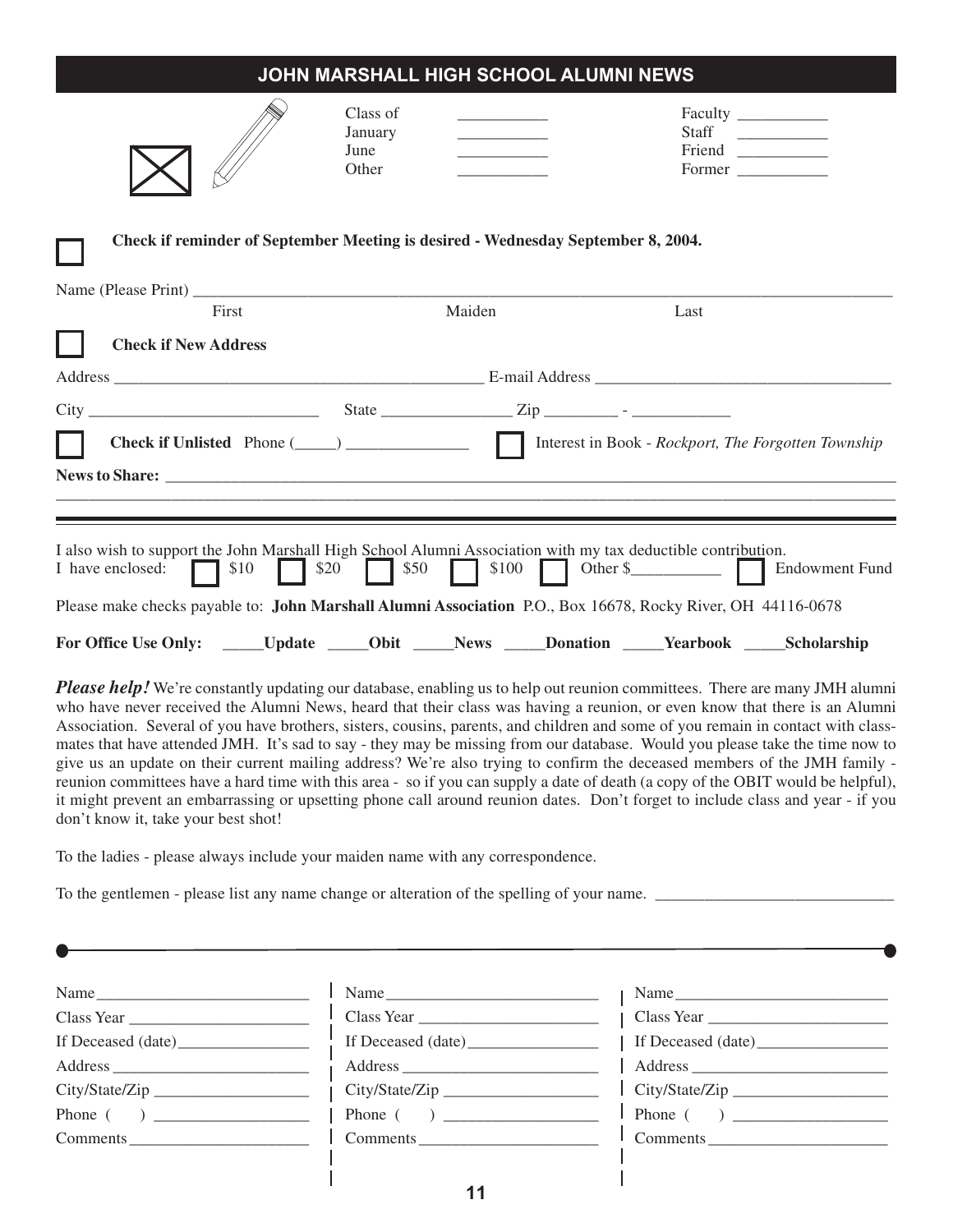## JOHN MARSHALL HIGH SCHOOL ALUMNI NEWS

Class of \_\_\_\_\_\_\_\_\_\_\_ Faculty \_\_\_\_\_\_\_\_\_\_\_
January \_\_\_\_\_\_\_\_\_\_\_ Staff \_\_\_\_\_\_\_\_\_\_\_
June \_\_\_\_\_\_\_\_\_\_\_ Friend \_\_\_\_\_\_\_\_\_\_\_
Other \_\_\_\_\_\_\_\_\_\_\_ Former \_\_\_\_\_\_\_\_\_\_\_

☐ **Check if reminder of September Meeting is desired - Wednesday September 8, 2004.**

Name (Please Print) \_\_\_\_\_\_\_\_\_\_\_\_\_\_\_\_\_\_\_\_\_\_\_\_\_\_\_\_\_\_\_\_\_\_\_\_\_\_\_\_\_\_\_\_
First Maiden Last

☐ **Check if New Address**

Address \_\_\_\_\_\_\_\_\_\_\_\_\_\_\_\_\_\_\_\_\_\_\_\_\_\_\_\_\_ E-mail Address \_\_\_\_\_\_\_\_\_\_\_\_\_\_\_\_\_\_\_\_\_\_\_

City \_\_\_\_\_\_\_\_\_\_\_\_\_\_\_\_\_\_ State \_\_\_\_\_\_\_\_\_\_ Zip \_\_\_\_\_\_ - \_\_\_\_\_\_\_\_

☐ **Check if Unlisted** Phone (\_\_\_\_\_) \_\_\_\_\_\_\_\_\_\_\_\_ ☐ Interest in Book - *Rockport, The Forgotten Township*

**News to Share:** \_\_\_\_\_\_\_\_\_\_\_\_\_\_\_\_\_\_\_\_\_\_\_\_\_\_\_\_\_\_\_\_\_\_\_\_\_\_\_\_\_\_\_\_

---

I also wish to support the John Marshall High School Alumni Association with my tax deductible contribution.
I have enclosed: ☐ $10 ☐ $20 ☐ $50 ☐ $100 ☐ Other $\_\_\_\_\_\_\_\_\_\_ ☐ Endowment Fund

Please make checks payable to: **John Marshall Alumni Association** P.O., Box 16678, Rocky River, OH 44116-0678

**For Office Use Only: \_\_\_\_\_Update \_\_\_\_\_Obit \_\_\_\_\_News \_\_\_\_\_Donation \_\_\_\_\_Yearbook \_\_\_\_\_Scholarship**

***Please help!*** We're constantly updating our database, enabling us to help out reunion committees. There are many JMH alumni who have never received the Alumni News, heard that their class was having a reunion, or even know that there is an Alumni Association. Several of you have brothers, sisters, cousins, parents, and children and some of you remain in contact with classmates that have attended JMH. It's sad to say - they may be missing from our database. Would you please take the time now to give us an update on their current mailing address? We're also trying to confirm the deceased members of the JMH family - reunion committees have a hard time with this area - so if you can supply a date of death (a copy of the OBIT would be helpful), it might prevent an embarrassing or upsetting phone call around reunion dates. Don't forget to include class and year - if you don't know it, take your best shot!

To the ladies - please always include your maiden name with any correspondence.

To the gentlemen - please list any name change or alteration of the spelling of your name. \_\_\_\_\_\_\_\_\_\_\_\_\_\_\_\_\_\_\_\_\_\_\_\_

---

| | | |
|---|---|---|
| Name \_\_\_\_\_\_\_\_\_\_\_\_\_\_\_\_ | Name \_\_\_\_\_\_\_\_\_\_\_\_\_\_\_\_ | Name \_\_\_\_\_\_\_\_\_\_\_\_\_\_\_\_ |
| Class Year \_\_\_\_\_\_\_\_\_\_\_\_\_ | Class Year \_\_\_\_\_\_\_\_\_\_\_\_\_ | Class Year \_\_\_\_\_\_\_\_\_\_\_\_\_ |
| If Deceased (date) \_\_\_\_\_\_\_\_\_\_ | If Deceased (date) \_\_\_\_\_\_\_\_\_\_ | If Deceased (date) \_\_\_\_\_\_\_\_\_\_ |
| Address \_\_\_\_\_\_\_\_\_\_\_\_\_\_\_ | Address \_\_\_\_\_\_\_\_\_\_\_\_\_\_\_ | Address \_\_\_\_\_\_\_\_\_\_\_\_\_\_\_ |
| City/State/Zip \_\_\_\_\_\_\_\_\_\_\_\_ | City/State/Zip \_\_\_\_\_\_\_\_\_\_\_\_ | City/State/Zip \_\_\_\_\_\_\_\_\_\_\_\_ |
| Phone ( ) \_\_\_\_\_\_\_\_\_\_\_\_ | Phone ( ) \_\_\_\_\_\_\_\_\_\_\_\_ | Phone ( ) \_\_\_\_\_\_\_\_\_\_\_\_ |
| Comments \_\_\_\_\_\_\_\_\_\_\_\_\_\_ | Comments \_\_\_\_\_\_\_\_\_\_\_\_\_\_ | Comments \_\_\_\_\_\_\_\_\_\_\_\_\_\_ |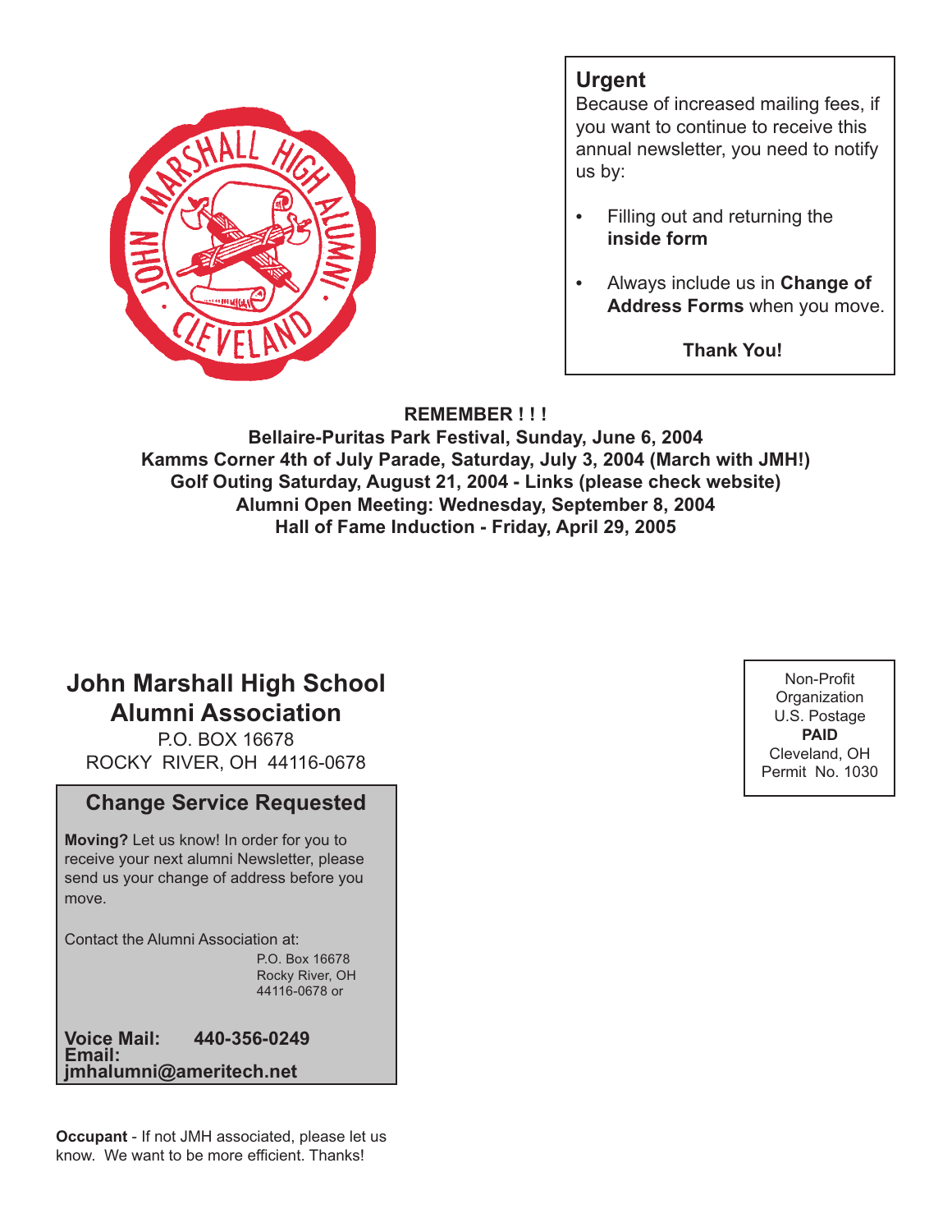## Urgent

Because of increased mailing fees, if you want to continue to receive this annual newsletter, you need to notify us by:

- Filling out and returning the **inside form**
- Always include us in **Change of Address Forms** when you move.

**Thank You!**

**REMEMBER ! ! !**

**Bellaire-Puritas Park Festival, Sunday, June 6, 2004**
**Kamms Corner 4th of July Parade, Saturday, July 3, 2004 (March with JMH!)**
**Golf Outing Saturday, August 21, 2004 - Links (please check website)**
**Alumni Open Meeting: Wednesday, September 8, 2004**
**Hall of Fame Induction - Friday, April 29, 2005**

## John Marshall High School Alumni Association

P.O. BOX 16678
ROCKY RIVER, OH 44116-0678

Non-Profit Organization
U.S. Postage
**PAID**
Cleveland, OH
Permit No. 1030

### Change Service Requested

**Moving?** Let us know! In order for you to receive your next alumni Newsletter, please send us your change of address before you move.

Contact the Alumni Association at:
P.O. Box 16678
Rocky River, OH
44116-0678 or

**Voice Mail: 440-356-0249**
**Email: jmhalumni@ameritech.net**

**Occupant** - If not JMH associated, please let us know. We want to be more efficient. Thanks!